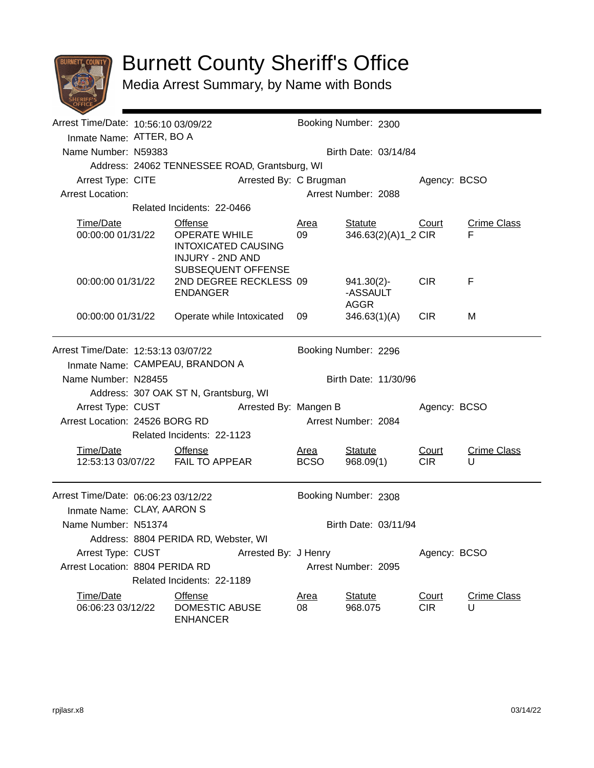# Burnett County Sheriff's Office

## Media Arrest Summary, by Name with Bonds

---

Arrest Time/Date: 10:56:10 03/09/22 Booking Number: 2300
Inmate Name: ATTER, BO A
Name Number: N59383 Birth Date: 03/14/84
Address: 24062 TENNESSEE ROAD, Grantsburg, WI
Arrest Type: CITE Arrested By: C Brugman Agency: BCSO
Arrest Location: Arrest Number: 2088
Related Incidents: 22-0466

| Time/Date | Offense | Area | Statute | Court | Crime Class |
|---|---|---|---|---|---|
| 00:00:00 01/31/22 | OPERATE WHILE INTOXICATED CAUSING INJURY - 2ND AND SUBSEQUENT OFFENSE | 09 | 346.63(2)(A)1_2 | CIR | F |
| 00:00:00 01/31/22 | 2ND DEGREE RECKLESS ENDANGER | 09 | 941.30(2)--ASSAULT AGGR | CIR | F |
| 00:00:00 01/31/22 | Operate while Intoxicated | 09 | 346.63(1)(A) | CIR | M |

---

Arrest Time/Date: 12:53:13 03/07/22 Booking Number: 2296
Inmate Name: CAMPEAU, BRANDON A
Name Number: N28455 Birth Date: 11/30/96
Address: 307 OAK ST N, Grantsburg, WI
Arrest Type: CUST Arrested By: Mangen B Agency: BCSO
Arrest Location: 24526 BORG RD Arrest Number: 2084
Related Incidents: 22-1123

| Time/Date | Offense | Area | Statute | Court | Crime Class |
|---|---|---|---|---|---|
| 12:53:13 03/07/22 | FAIL TO APPEAR | BCSO | 968.09(1) | CIR | U |

---

Arrest Time/Date: 06:06:23 03/12/22 Booking Number: 2308
Inmate Name: CLAY, AARON S
Name Number: N51374 Birth Date: 03/11/94
Address: 8804 PERIDA RD, Webster, WI
Arrest Type: CUST Arrested By: J Henry Agency: BCSO
Arrest Location: 8804 PERIDA RD Arrest Number: 2095
Related Incidents: 22-1189

| Time/Date | Offense | Area | Statute | Court | Crime Class |
|---|---|---|---|---|---|
| 06:06:23 03/12/22 | DOMESTIC ABUSE ENHANCER | 08 | 968.075 | CIR | U |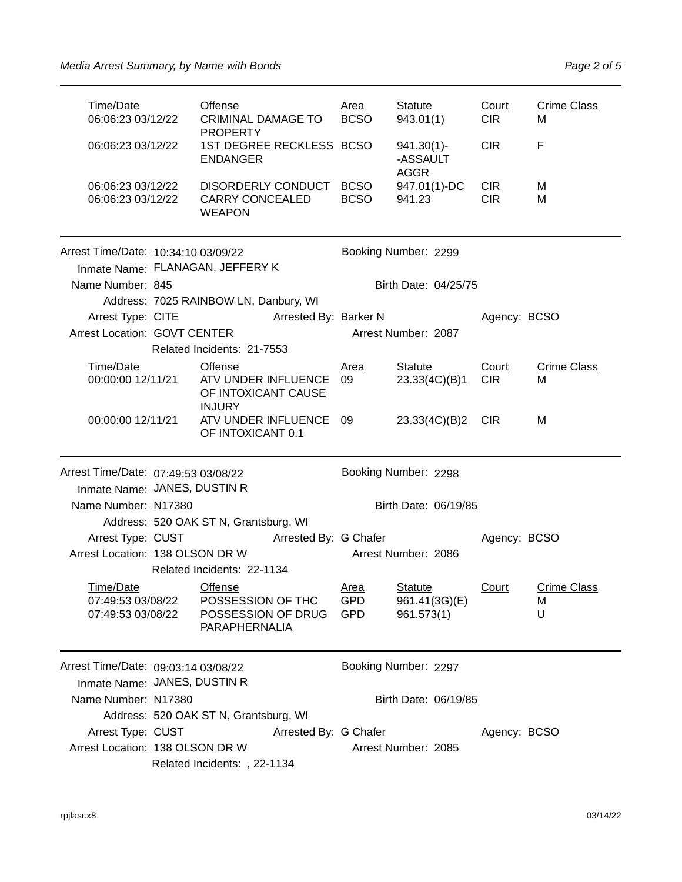| Time/Date | Offense | Area | Statute | Court | Crime Class |
|---|---|---|---|---|---|
| 06:06:23 03/12/22 | CRIMINAL DAMAGE TO PROPERTY | BCSO | 943.01(1) | CIR | M |
| 06:06:23 03/12/22 | 1ST DEGREE RECKLESS ENDANGER | BCSO | 941.30(1)--ASSAULT AGGR | CIR | F |
| 06:06:23 03/12/22 | DISORDERLY CONDUCT | BCSO | 947.01(1)-DC | CIR | M |
| 06:06:23 03/12/22 | CARRY CONCEALED WEAPON | BCSO | 941.23 | CIR | M |

---

Arrest Time/Date: 10:34:10 03/09/22 — Booking Number: 2299
Inmate Name: FLANAGAN, JEFFERY K
Name Number: 845 — Birth Date: 04/25/75
Address: 7025 RAINBOW LN, Danbury, WI
Arrest Type: CITE — Arrested By: Barker N — Agency: BCSO
Arrest Location: GOVT CENTER — Arrest Number: 2087
Related Incidents: 21-7553

| Time/Date | Offense | Area | Statute | Court | Crime Class |
|---|---|---|---|---|---|
| 00:00:00 12/11/21 | ATV UNDER INFLUENCE OF INTOXICANT CAUSE INJURY | 09 | 23.33(4C)(B)1 | CIR | M |
| 00:00:00 12/11/21 | ATV UNDER INFLUENCE OF INTOXICANT 0.1 | 09 | 23.33(4C)(B)2 | CIR | M |

---

Arrest Time/Date: 07:49:53 03/08/22 — Booking Number: 2298
Inmate Name: JANES, DUSTIN R
Name Number: N17380 — Birth Date: 06/19/85
Address: 520 OAK ST N, Grantsburg, WI
Arrest Type: CUST — Arrested By: G Chafer — Agency: BCSO
Arrest Location: 138 OLSON DR W — Arrest Number: 2086
Related Incidents: 22-1134

| Time/Date | Offense | Area | Statute | Court | Crime Class |
|---|---|---|---|---|---|
| 07:49:53 03/08/22 | POSSESSION OF THC | GPD | 961.41(3G)(E) | | M |
| 07:49:53 03/08/22 | POSSESSION OF DRUG PARAPHERNALIA | GPD | 961.573(1) | | U |

---

Arrest Time/Date: 09:03:14 03/08/22 — Booking Number: 2297
Inmate Name: JANES, DUSTIN R
Name Number: N17380 — Birth Date: 06/19/85
Address: 520 OAK ST N, Grantsburg, WI
Arrest Type: CUST — Arrested By: G Chafer — Agency: BCSO
Arrest Location: 138 OLSON DR W — Arrest Number: 2085
Related Incidents: , 22-1134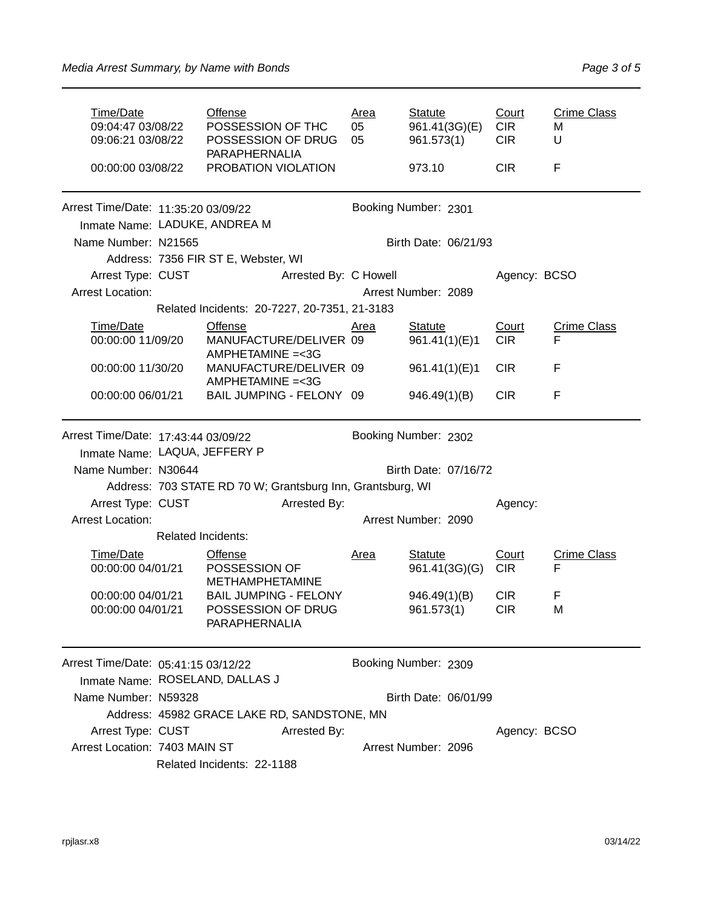| Time/Date | Offense | Area | Statute | Court | Crime Class |
|---|---|---|---|---|---|
| 09:04:47 03/08/22 | POSSESSION OF THC | 05 | 961.41(3G)(E) | CIR | M |
| 09:06:21 03/08/22 | POSSESSION OF DRUG PARAPHERNALIA | 05 | 961.573(1) | CIR | U |
| 00:00:00 03/08/22 | PROBATION VIOLATION | | 973.10 | CIR | F |

---

Arrest Time/Date: 11:35:20 03/09/22 Booking Number: 2301

Inmate Name: LADUKE, ANDREA M

Name Number: N21565 Birth Date: 06/21/93

Address: 7356 FIR ST E, Webster, WI

Arrest Type: CUST Arrested By: C Howell Agency: BCSO

Arrest Location: Arrest Number: 2089

Related Incidents: 20-7227, 20-7351, 21-3183

| Time/Date | Offense | Area | Statute | Court | Crime Class |
|---|---|---|---|---|---|
| 00:00:00 11/09/20 | MANUFACTURE/DELIVER AMPHETAMINE =<3G | 09 | 961.41(1)(E)1 | CIR | F |
| 00:00:00 11/30/20 | MANUFACTURE/DELIVER AMPHETAMINE =<3G | 09 | 961.41(1)(E)1 | CIR | F |
| 00:00:00 06/01/21 | BAIL JUMPING - FELONY | 09 | 946.49(1)(B) | CIR | F |

---

Arrest Time/Date: 17:43:44 03/09/22 Booking Number: 2302

Inmate Name: LAQUA, JEFFERY P

Name Number: N30644 Birth Date: 07/16/72

Address: 703 STATE RD 70 W; Grantsburg Inn, Grantsburg, WI

Arrest Type: CUST Arrested By: Agency:

Arrest Location: Arrest Number: 2090

Related Incidents:

| Time/Date | Offense | Area | Statute | Court | Crime Class |
|---|---|---|---|---|---|
| 00:00:00 04/01/21 | POSSESSION OF METHAMPHETAMINE | | 961.41(3G)(G) | CIR | F |
| 00:00:00 04/01/21 | BAIL JUMPING - FELONY | | 946.49(1)(B) | CIR | F |
| 00:00:00 04/01/21 | POSSESSION OF DRUG PARAPHERNALIA | | 961.573(1) | CIR | M |

---

Arrest Time/Date: 05:41:15 03/12/22 Booking Number: 2309

Inmate Name: ROSELAND, DALLAS J

Name Number: N59328 Birth Date: 06/01/99

Address: 45982 GRACE LAKE RD, SANDSTONE, MN

Arrest Type: CUST Arrested By: Agency: BCSO

Arrest Location: 7403 MAIN ST Arrest Number: 2096

Related Incidents: 22-1188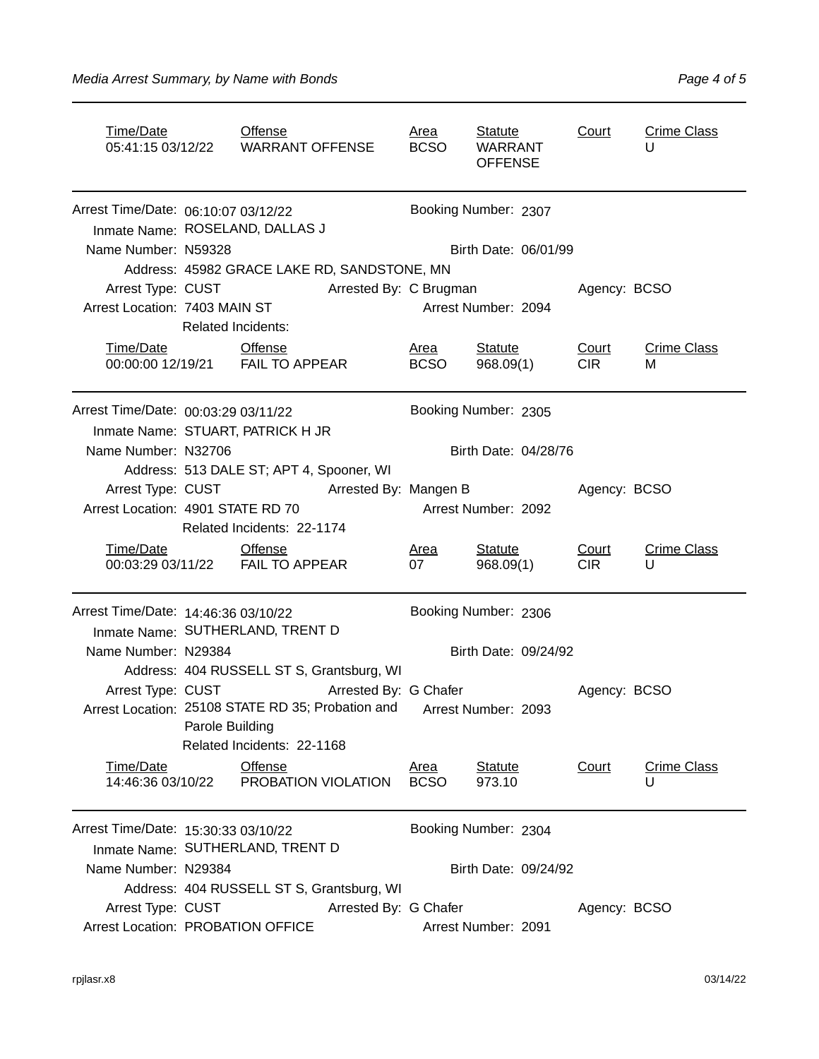| Time/Date | Offense | Area | Statute | Court | Crime Class |
|---|---|---|---|---|---|
| 05:41:15 03/12/22 | WARRANT OFFENSE | BCSO | WARRANT OFFENSE | | U |

---

Arrest Time/Date: 06:10:07 03/12/22 Booking Number: 2307
Inmate Name: ROSELAND, DALLAS J
Name Number: N59328 Birth Date: 06/01/99
Address: 45982 GRACE LAKE RD, SANDSTONE, MN
Arrest Type: CUST Arrested By: C Brugman Agency: BCSO
Arrest Location: 7403 MAIN ST Arrest Number: 2094
Related Incidents:

| Time/Date | Offense | Area | Statute | Court | Crime Class |
|---|---|---|---|---|---|
| 00:00:00 12/19/21 | FAIL TO APPEAR | BCSO | 968.09(1) | CIR | M |

---

Arrest Time/Date: 00:03:29 03/11/22 Booking Number: 2305
Inmate Name: STUART, PATRICK H JR
Name Number: N32706 Birth Date: 04/28/76
Address: 513 DALE ST; APT 4, Spooner, WI
Arrest Type: CUST Arrested By: Mangen B Agency: BCSO
Arrest Location: 4901 STATE RD 70 Arrest Number: 2092
Related Incidents: 22-1174

| Time/Date | Offense | Area | Statute | Court | Crime Class |
|---|---|---|---|---|---|
| 00:03:29 03/11/22 | FAIL TO APPEAR | 07 | 968.09(1) | CIR | U |

---

Arrest Time/Date: 14:46:36 03/10/22 Booking Number: 2306
Inmate Name: SUTHERLAND, TRENT D
Name Number: N29384 Birth Date: 09/24/92
Address: 404 RUSSELL ST S, Grantsburg, WI
Arrest Type: CUST Arrested By: G Chafer Agency: BCSO
Arrest Location: 25108 STATE RD 35; Probation and Parole Building Arrest Number: 2093
Related Incidents: 22-1168

| Time/Date | Offense | Area | Statute | Court | Crime Class |
|---|---|---|---|---|---|
| 14:46:36 03/10/22 | PROBATION VIOLATION | BCSO | 973.10 | | U |

---

Arrest Time/Date: 15:30:33 03/10/22 Booking Number: 2304
Inmate Name: SUTHERLAND, TRENT D
Name Number: N29384 Birth Date: 09/24/92
Address: 404 RUSSELL ST S, Grantsburg, WI
Arrest Type: CUST Arrested By: G Chafer Agency: BCSO
Arrest Location: PROBATION OFFICE Arrest Number: 2091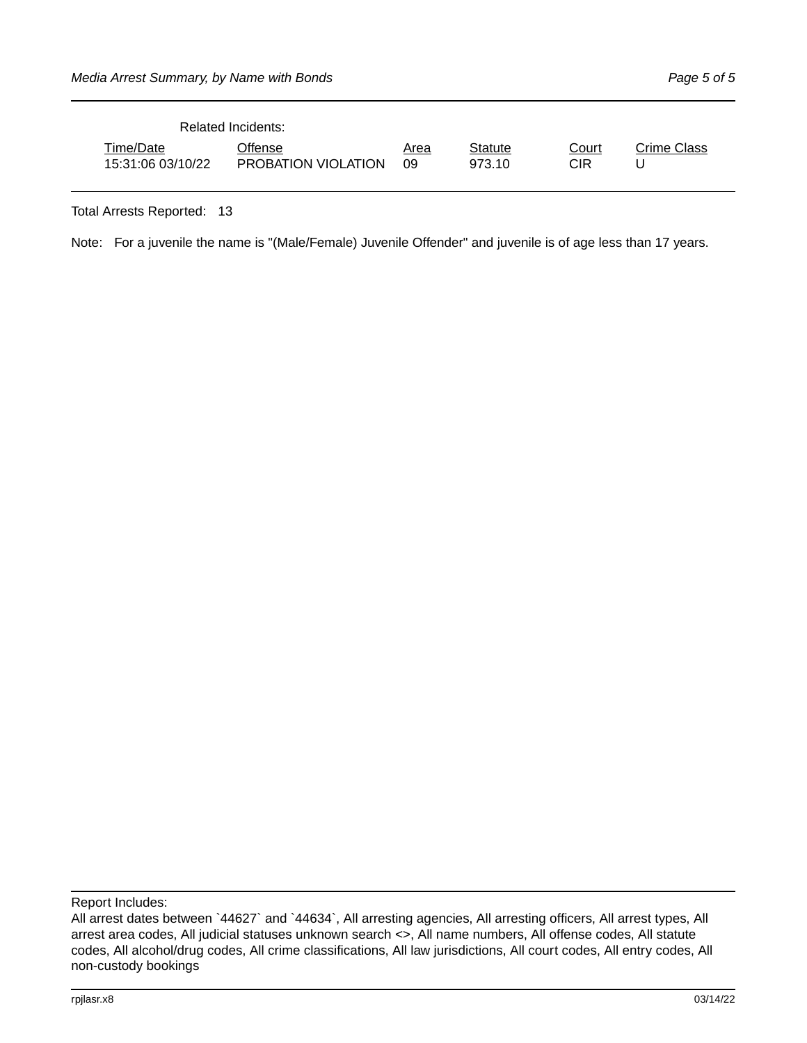Related Incidents:

| Time/Date | Offense | Area | Statute | Court | Crime Class |
| --- | --- | --- | --- | --- | --- |
| 15:31:06 03/10/22 | PROBATION VIOLATION | 09 | 973.10 | CIR | U |

Total Arrests Reported: 13

Note: For a juvenile the name is "(Male/Female) Juvenile Offender" and juvenile is of age less than 17 years.

Report Includes:

All arrest dates between `44627` and `44634`, All arresting agencies, All arresting officers, All arrest types, All arrest area codes, All judicial statuses unknown search <>, All name numbers, All offense codes, All statute codes, All alcohol/drug codes, All crime classifications, All law jurisdictions, All court codes, All entry codes, All non-custody bookings